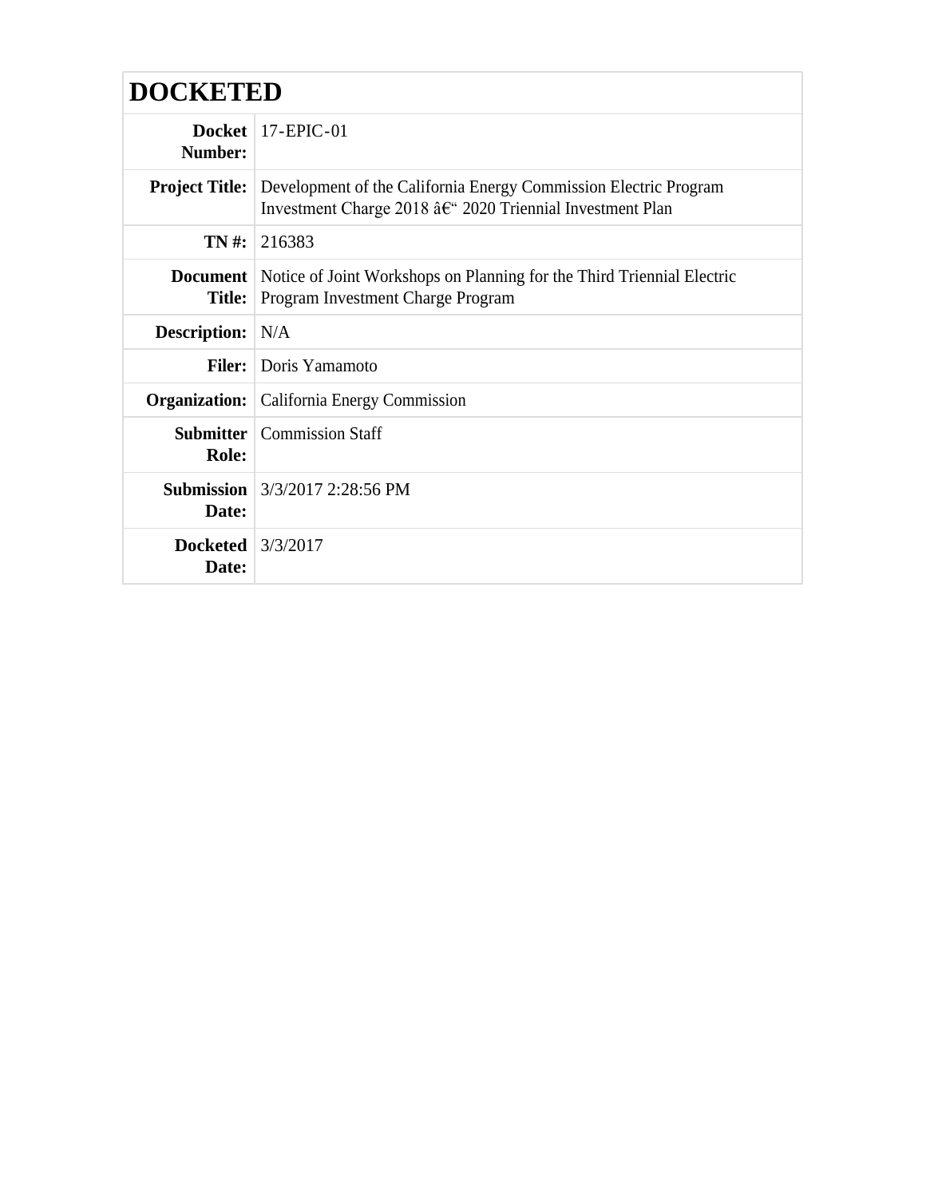# DOCKETED

| | |
|---|---|
| **Docket Number:** | 17-EPIC-01 |
| **Project Title:** | Development of the California Energy Commission Electric Program Investment Charge 2018 â€“ 2020 Triennial Investment Plan |
| **TN #:** | 216383 |
| **Document Title:** | Notice of Joint Workshops on Planning for the Third Triennial Electric Program Investment Charge Program |
| **Description:** | N/A |
| **Filer:** | Doris Yamamoto |
| **Organization:** | California Energy Commission |
| **Submitter Role:** | Commission Staff |
| **Submission Date:** | 3/3/2017 2:28:56 PM |
| **Docketed Date:** | 3/3/2017 |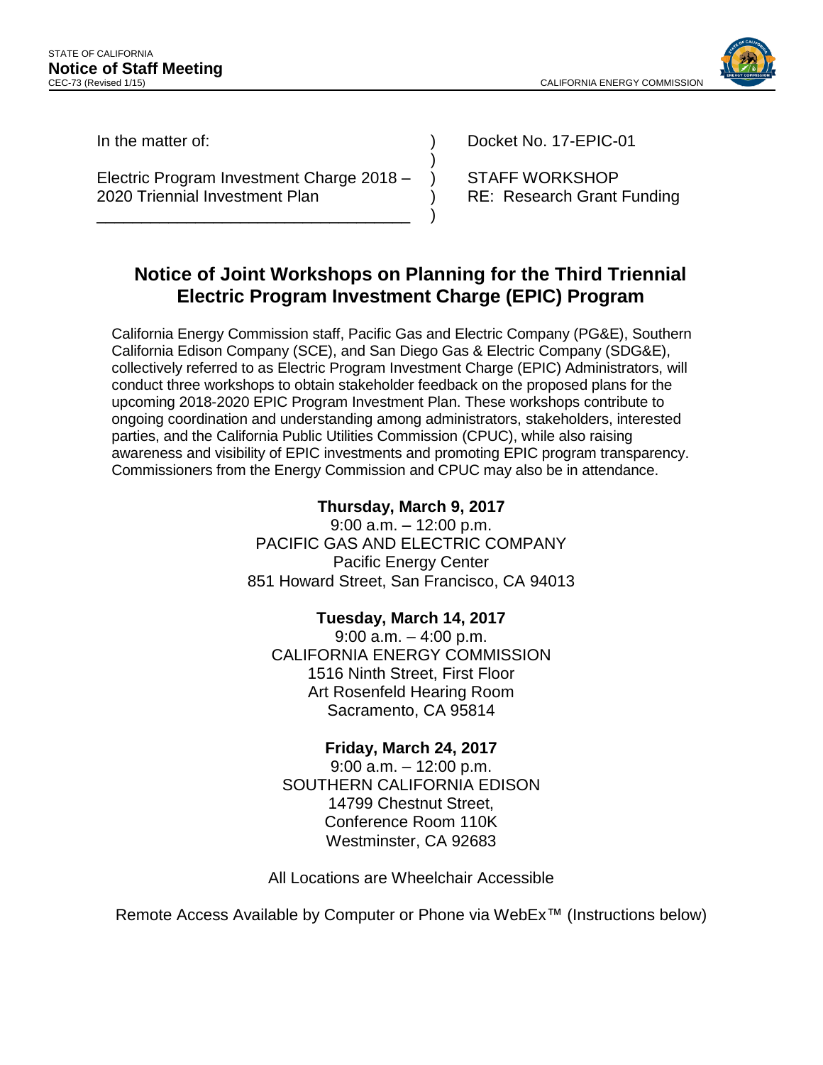STATE OF CALIFORNIA
**Notice of Staff Meeting**
CEC-73 (Revised 1/15)

CALIFORNIA ENERGY COMMISSION

| | | |
|---|---|---|
| In the matter of: | ) | Docket No. 17-EPIC-01 |
| | ) | |
| Electric Program Investment Charge 2018 – 2020 Triennial Investment Plan | ) | STAFF WORKSHOP<br>RE: Research Grant Funding |
| ___________________________________ | ) | |

## Notice of Joint Workshops on Planning for the Third Triennial Electric Program Investment Charge (EPIC) Program

California Energy Commission staff, Pacific Gas and Electric Company (PG&E), Southern California Edison Company (SCE), and San Diego Gas & Electric Company (SDG&E), collectively referred to as Electric Program Investment Charge (EPIC) Administrators, will conduct three workshops to obtain stakeholder feedback on the proposed plans for the upcoming 2018-2020 EPIC Program Investment Plan. These workshops contribute to ongoing coordination and understanding among administrators, stakeholders, interested parties, and the California Public Utilities Commission (CPUC), while also raising awareness and visibility of EPIC investments and promoting EPIC program transparency. Commissioners from the Energy Commission and CPUC may also be in attendance.

**Thursday, March 9, 2017**
9:00 a.m. – 12:00 p.m.
PACIFIC GAS AND ELECTRIC COMPANY
Pacific Energy Center
851 Howard Street, San Francisco, CA 94013

**Tuesday, March 14, 2017**
9:00 a.m. – 4:00 p.m.
CALIFORNIA ENERGY COMMISSION
1516 Ninth Street, First Floor
Art Rosenfeld Hearing Room
Sacramento, CA 95814

**Friday, March 24, 2017**
9:00 a.m. – 12:00 p.m.
SOUTHERN CALIFORNIA EDISON
14799 Chestnut Street,
Conference Room 110K
Westminster, CA 92683

All Locations are Wheelchair Accessible

Remote Access Available by Computer or Phone via WebEx™ (Instructions below)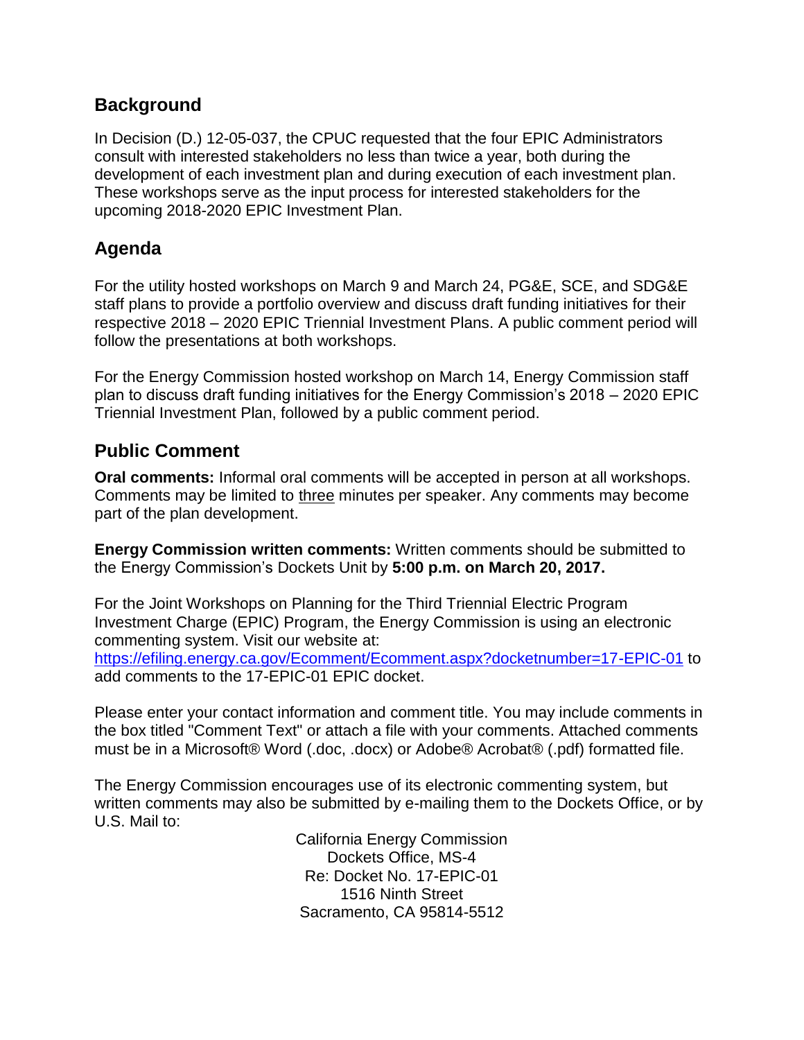## Background

In Decision (D.) 12-05-037, the CPUC requested that the four EPIC Administrators consult with interested stakeholders no less than twice a year, both during the development of each investment plan and during execution of each investment plan. These workshops serve as the input process for interested stakeholders for the upcoming 2018-2020 EPIC Investment Plan.

## Agenda

For the utility hosted workshops on March 9 and March 24, PG&E, SCE, and SDG&E staff plans to provide a portfolio overview and discuss draft funding initiatives for their respective 2018 – 2020 EPIC Triennial Investment Plans. A public comment period will follow the presentations at both workshops.

For the Energy Commission hosted workshop on March 14, Energy Commission staff plan to discuss draft funding initiatives for the Energy Commission's 2018 – 2020 EPIC Triennial Investment Plan, followed by a public comment period.

## Public Comment

**Oral comments:** Informal oral comments will be accepted in person at all workshops. Comments may be limited to <u>three</u> minutes per speaker. Any comments may become part of the plan development.

**Energy Commission written comments:** Written comments should be submitted to the Energy Commission's Dockets Unit by **5:00 p.m. on March 20, 2017.**

For the Joint Workshops on Planning for the Third Triennial Electric Program Investment Charge (EPIC) Program, the Energy Commission is using an electronic commenting system. Visit our website at: https://efiling.energy.ca.gov/Ecomment/Ecomment.aspx?docketnumber=17-EPIC-01 to add comments to the 17-EPIC-01 EPIC docket.

Please enter your contact information and comment title. You may include comments in the box titled "Comment Text" or attach a file with your comments. Attached comments must be in a Microsoft® Word (.doc, .docx) or Adobe® Acrobat® (.pdf) formatted file.

The Energy Commission encourages use of its electronic commenting system, but written comments may also be submitted by e-mailing them to the Dockets Office, or by U.S. Mail to:

California Energy Commission
Dockets Office, MS-4
Re: Docket No. 17-EPIC-01
1516 Ninth Street
Sacramento, CA 95814-5512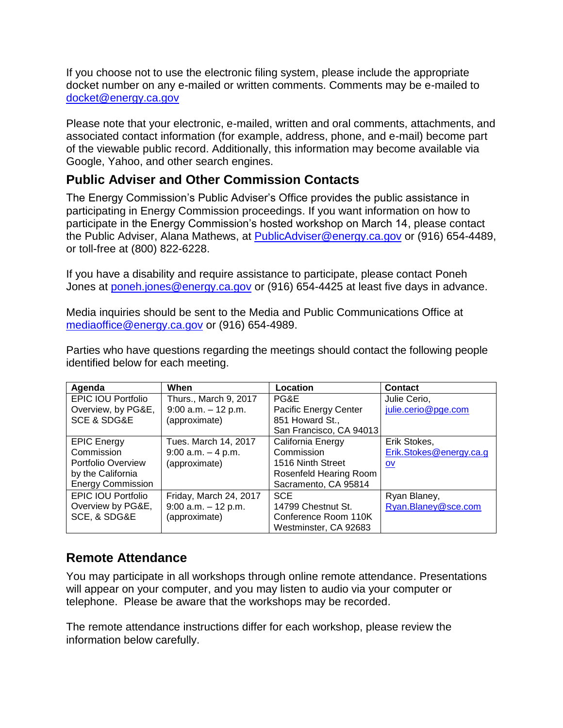If you choose not to use the electronic filing system, please include the appropriate docket number on any e-mailed or written comments. Comments may be e-mailed to docket@energy.ca.gov

Please note that your electronic, e-mailed, written and oral comments, attachments, and associated contact information (for example, address, phone, and e-mail) become part of the viewable public record. Additionally, this information may become available via Google, Yahoo, and other search engines.

## Public Adviser and Other Commission Contacts

The Energy Commission's Public Adviser's Office provides the public assistance in participating in Energy Commission proceedings. If you want information on how to participate in the Energy Commission's hosted workshop on March 14, please contact the Public Adviser, Alana Mathews, at PublicAdviser@energy.ca.gov or (916) 654-4489, or toll-free at (800) 822-6228.

If you have a disability and require assistance to participate, please contact Poneh Jones at poneh.jones@energy.ca.gov or (916) 654-4425 at least five days in advance.

Media inquiries should be sent to the Media and Public Communications Office at mediaoffice@energy.ca.gov or (916) 654-4989.

Parties who have questions regarding the meetings should contact the following people identified below for each meeting.

| Agenda | When | Location | Contact |
|---|---|---|---|
| EPIC IOU Portfolio Overview, by PG&E, SCE & SDG&E | Thurs., March 9, 2017 9:00 a.m. – 12 p.m. (approximate) | PG&E Pacific Energy Center 851 Howard St., San Francisco, CA 94013 | Julie Cerio, julie.cerio@pge.com |
| EPIC Energy Commission Portfolio Overview by the California Energy Commission | Tues. March 14, 2017 9:00 a.m. – 4 p.m. (approximate) | California Energy Commission 1516 Ninth Street Rosenfeld Hearing Room Sacramento, CA 95814 | Erik Stokes, Erik.Stokes@energy.ca.gov |
| EPIC IOU Portfolio Overview by PG&E, SCE, & SDG&E | Friday, March 24, 2017 9:00 a.m. – 12 p.m. (approximate) | SCE 14799 Chestnut St. Conference Room 110K Westminster, CA 92683 | Ryan Blaney, Ryan.Blaney@sce.com |

## Remote Attendance

You may participate in all workshops through online remote attendance. Presentations will appear on your computer, and you may listen to audio via your computer or telephone. Please be aware that the workshops may be recorded.

The remote attendance instructions differ for each workshop, please review the information below carefully.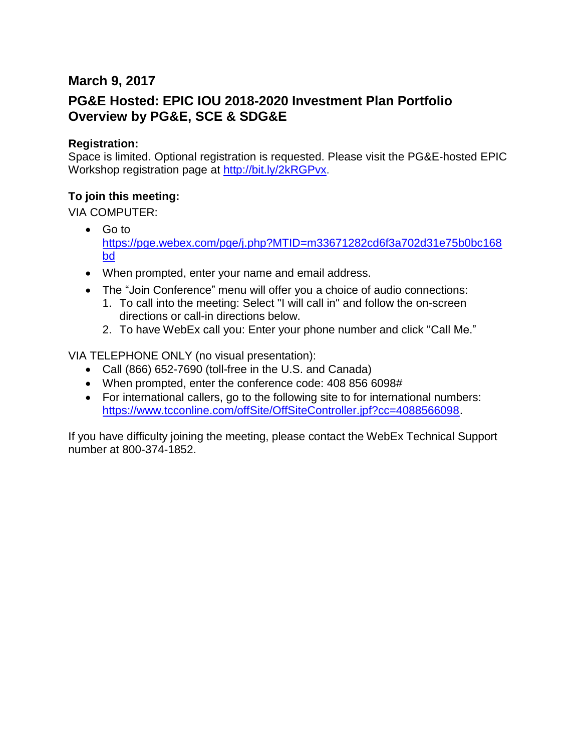## March 9, 2017

## PG&E Hosted: EPIC IOU 2018-2020 Investment Plan Portfolio Overview by PG&E, SCE & SDG&E

**Registration:**
Space is limited. Optional registration is requested. Please visit the PG&E-hosted EPIC Workshop registration page at http://bit.ly/2kRGPvx.

**To join this meeting:**
VIA COMPUTER:

- Go to https://pge.webex.com/pge/j.php?MTID=m33671282cd6f3a702d31e75b0bc168bd
- When prompted, enter your name and email address.
- The "Join Conference" menu will offer you a choice of audio connections:
  1. To call into the meeting: Select "I will call in" and follow the on-screen directions or call-in directions below.
  2. To have WebEx call you: Enter your phone number and click "Call Me."

VIA TELEPHONE ONLY (no visual presentation):

- Call (866) 652-7690 (toll-free in the U.S. and Canada)
- When prompted, enter the conference code: 408 856 6098#
- For international callers, go to the following site to for international numbers: https://www.tcconline.com/offSite/OffSiteController.jpf?cc=4088566098.

If you have difficulty joining the meeting, please contact the WebEx Technical Support number at 800-374-1852.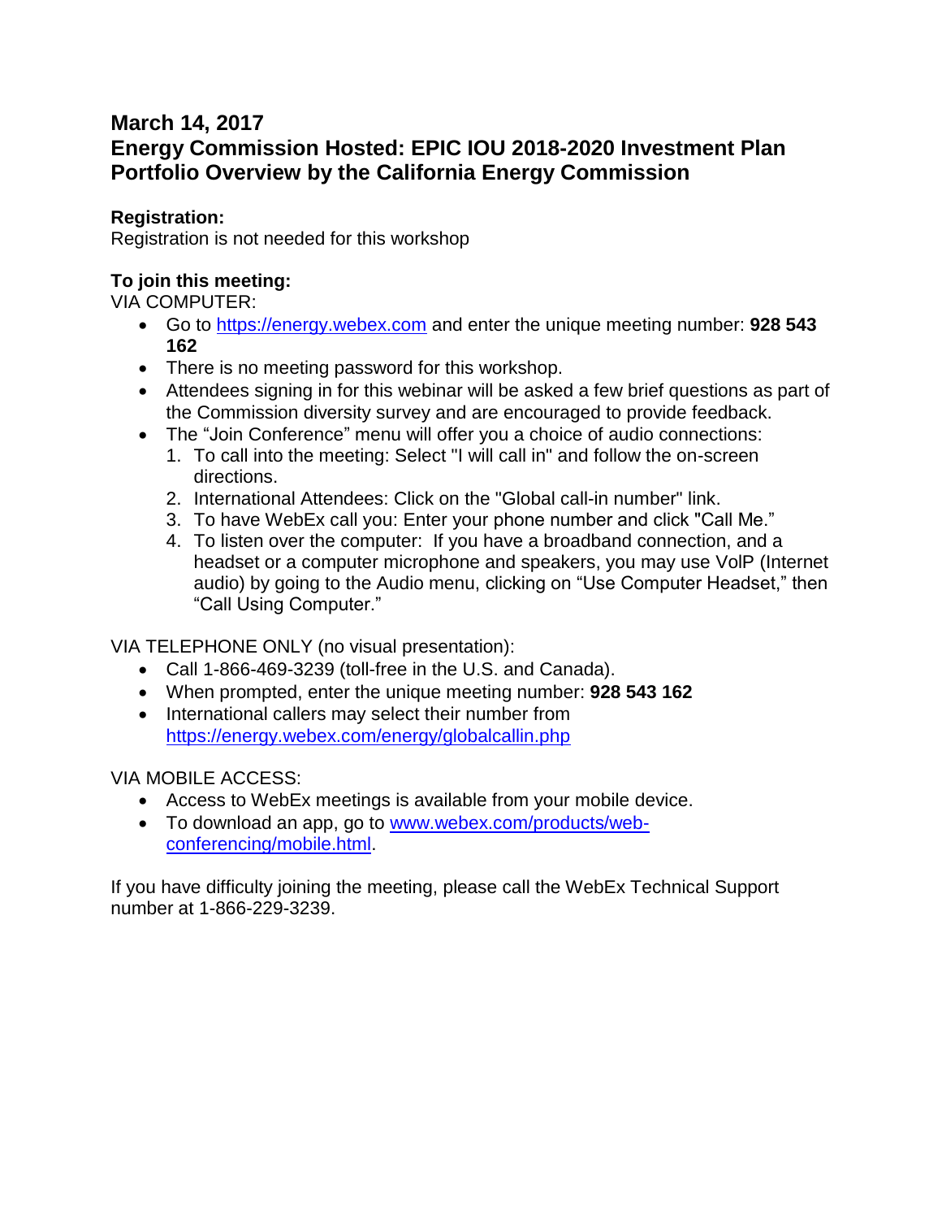## March 14, 2017
## Energy Commission Hosted: EPIC IOU 2018-2020 Investment Plan Portfolio Overview by the California Energy Commission

**Registration:**
Registration is not needed for this workshop

**To join this meeting:**
VIA COMPUTER:

- Go to https://energy.webex.com and enter the unique meeting number: **928 543 162**
- There is no meeting password for this workshop.
- Attendees signing in for this webinar will be asked a few brief questions as part of the Commission diversity survey and are encouraged to provide feedback.
- The "Join Conference" menu will offer you a choice of audio connections:
  1. To call into the meeting: Select "I will call in" and follow the on-screen directions.
  2. International Attendees: Click on the "Global call-in number" link.
  3. To have WebEx call you: Enter your phone number and click "Call Me."
  4. To listen over the computer: If you have a broadband connection, and a headset or a computer microphone and speakers, you may use VolP (Internet audio) by going to the Audio menu, clicking on "Use Computer Headset," then "Call Using Computer."

VIA TELEPHONE ONLY (no visual presentation):

- Call 1-866-469-3239 (toll-free in the U.S. and Canada).
- When prompted, enter the unique meeting number: **928 543 162**
- International callers may select their number from https://energy.webex.com/energy/globalcallin.php

VIA MOBILE ACCESS:

- Access to WebEx meetings is available from your mobile device.
- To download an app, go to www.webex.com/products/web-conferencing/mobile.html.

If you have difficulty joining the meeting, please call the WebEx Technical Support number at 1-866-229-3239.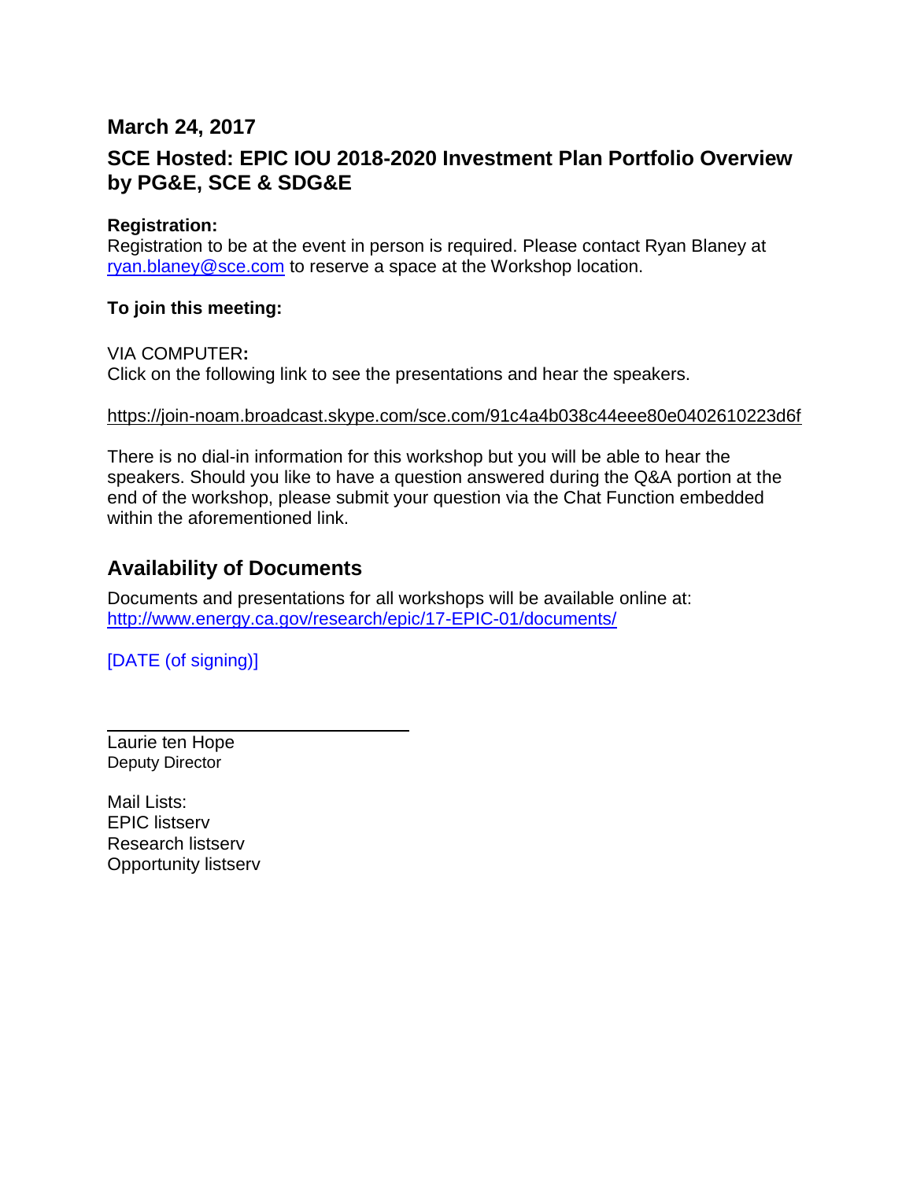**March 24, 2017**

## SCE Hosted: EPIC IOU 2018-2020 Investment Plan Portfolio Overview by PG&E, SCE & SDG&E

**Registration:**
Registration to be at the event in person is required. Please contact Ryan Blaney at ryan.blaney@sce.com to reserve a space at the Workshop location.

**To join this meeting:**

VIA COMPUTER**:**
Click on the following link to see the presentations and hear the speakers.

https://join-noam.broadcast.skype.com/sce.com/91c4a4b038c44eee80e0402610223d6f

There is no dial-in information for this workshop but you will be able to hear the speakers. Should you like to have a question answered during the Q&A portion at the end of the workshop, please submit your question via the Chat Function embedded within the aforementioned link.

## Availability of Documents

Documents and presentations for all workshops will be available online at: http://www.energy.ca.gov/research/epic/17-EPIC-01/documents/

[DATE (of signing)]

Laurie ten Hope
Deputy Director

Mail Lists:
EPIC listserv
Research listserv
Opportunity listserv